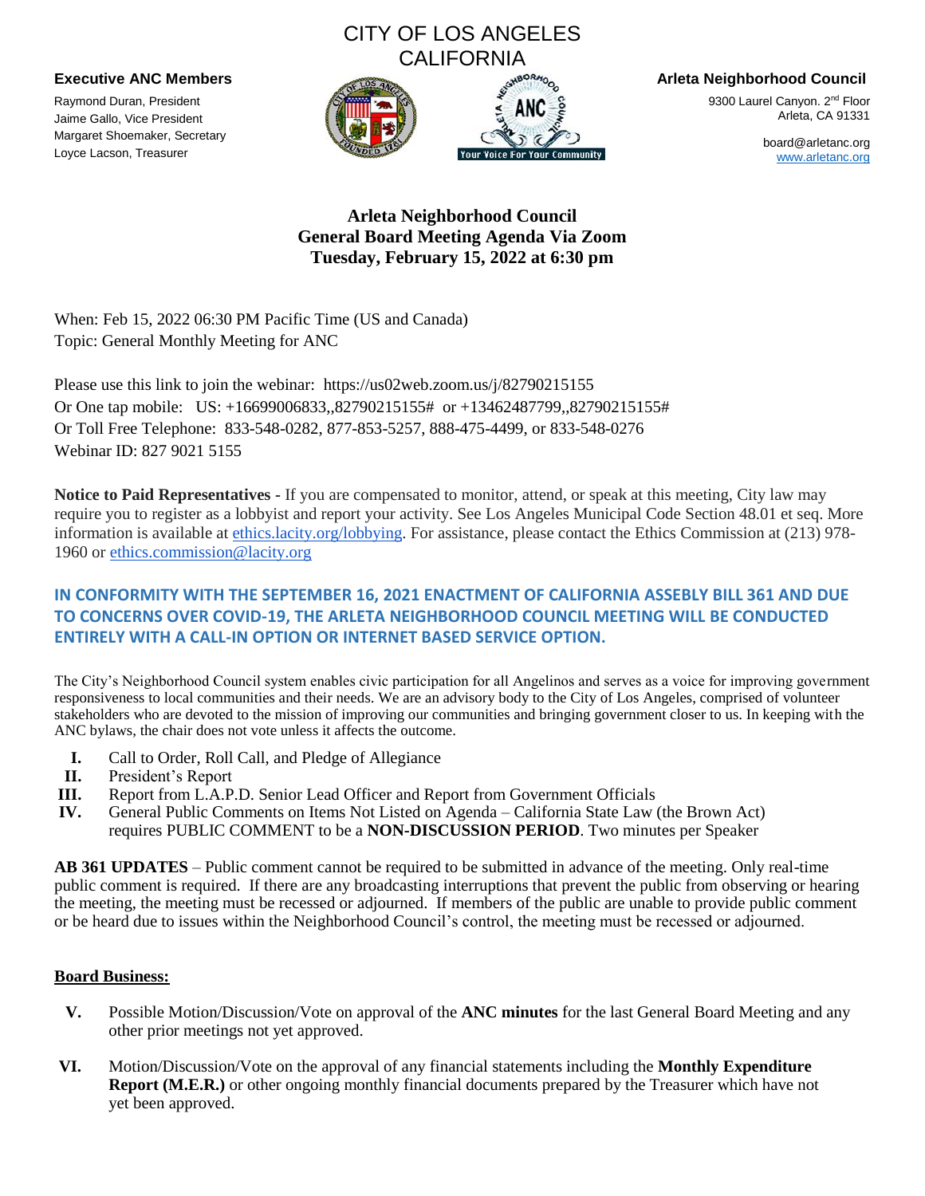CITY OF LOS ANGELES
CALIFORNIA

**Executive ANC Members**

Raymond Duran, President
Jaime Gallo, Vice President
Margaret Shoemaker, Secretary
Loyce Lacson, Treasurer

**Arleta Neighborhood Council**

9300 Laurel Canyon. 2nd Floor
Arleta, CA 91331

board@arletanc.org
www.arletanc.org

# Arleta Neighborhood Council
## General Board Meeting Agenda Via Zoom
## Tuesday, February 15, 2022 at 6:30 pm

When: Feb 15, 2022 06:30 PM Pacific Time (US and Canada)
Topic: General Monthly Meeting for ANC

Please use this link to join the webinar: https://us02web.zoom.us/j/82790215155
Or One tap mobile: US: +16699006833,,82790215155# or +13462487799,,82790215155#
Or Toll Free Telephone: 833-548-0282, 877-853-5257, 888-475-4499, or 833-548-0276
Webinar ID: 827 9021 5155

**Notice to Paid Representatives** - If you are compensated to monitor, attend, or speak at this meeting, City law may require you to register as a lobbyist and report your activity. See Los Angeles Municipal Code Section 48.01 et seq. More information is available at ethics.lacity.org/lobbying. For assistance, please contact the Ethics Commission at (213) 978-1960 or ethics.commission@lacity.org

**IN CONFORMITY WITH THE SEPTEMBER 16, 2021 ENACTMENT OF CALIFORNIA ASSEBLY BILL 361 AND DUE TO CONCERNS OVER COVID-19, THE ARLETA NEIGHBORHOOD COUNCIL MEETING WILL BE CONDUCTED ENTIRELY WITH A CALL-IN OPTION OR INTERNET BASED SERVICE OPTION.**

The City's Neighborhood Council system enables civic participation for all Angelinos and serves as a voice for improving government responsiveness to local communities and their needs. We are an advisory body to the City of Los Angeles, comprised of volunteer stakeholders who are devoted to the mission of improving our communities and bringing government closer to us. In keeping with the ANC bylaws, the chair does not vote unless it affects the outcome.

- **I.** Call to Order, Roll Call, and Pledge of Allegiance
- **II.** President's Report
- **III.** Report from L.A.P.D. Senior Lead Officer and Report from Government Officials
- **IV.** General Public Comments on Items Not Listed on Agenda – California State Law (the Brown Act) requires PUBLIC COMMENT to be a **NON-DISCUSSION PERIOD**. Two minutes per Speaker

**AB 361 UPDATES** – Public comment cannot be required to be submitted in advance of the meeting. Only real-time public comment is required. If there are any broadcasting interruptions that prevent the public from observing or hearing the meeting, the meeting must be recessed or adjourned. If members of the public are unable to provide public comment or be heard due to issues within the Neighborhood Council's control, the meeting must be recessed or adjourned.

**Board Business:**

- **V.** Possible Motion/Discussion/Vote on approval of the **ANC minutes** for the last General Board Meeting and any other prior meetings not yet approved.
- **VI.** Motion/Discussion/Vote on the approval of any financial statements including the **Monthly Expenditure Report (M.E.R.)** or other ongoing monthly financial documents prepared by the Treasurer which have not yet been approved.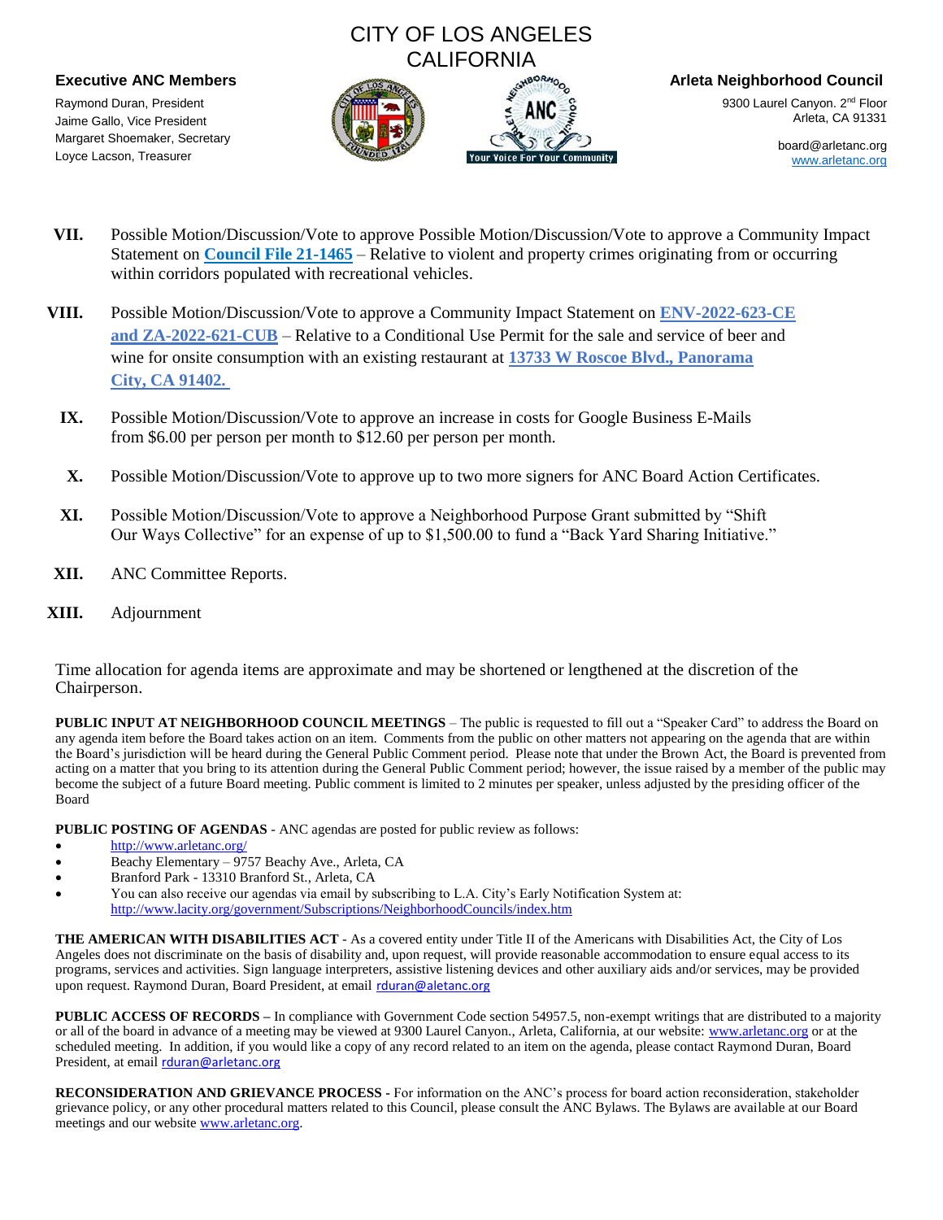# CITY OF LOS ANGELES CALIFORNIA

**Executive ANC Members**

Raymond Duran, President
Jaime Gallo, Vice President
Margaret Shoemaker, Secretary
Loyce Lacson, Treasurer

**Arleta Neighborhood Council**

9300 Laurel Canyon. 2nd Floor
Arleta, CA 91331

board@arletanc.org
www.arletanc.org

VII. Possible Motion/Discussion/Vote to approve Possible Motion/Discussion/Vote to approve a Community Impact Statement on **Council File 21-1465** – Relative to violent and property crimes originating from or occurring within corridors populated with recreational vehicles.

VIII. Possible Motion/Discussion/Vote to approve a Community Impact Statement on **ENV-2022-623-CE and ZA-2022-621-CUB** – Relative to a Conditional Use Permit for the sale and service of beer and wine for onsite consumption with an existing restaurant at **13733 W Roscoe Blvd., Panorama City, CA 91402.**

IX. Possible Motion/Discussion/Vote to approve an increase in costs for Google Business E-Mails from $6.00 per person per month to $12.60 per person per month.

X. Possible Motion/Discussion/Vote to approve up to two more signers for ANC Board Action Certificates.

XI. Possible Motion/Discussion/Vote to approve a Neighborhood Purpose Grant submitted by "Shift Our Ways Collective" for an expense of up to $1,500.00 to fund a "Back Yard Sharing Initiative."

XII. ANC Committee Reports.

XIII. Adjournment

Time allocation for agenda items are approximate and may be shortened or lengthened at the discretion of the Chairperson.

**PUBLIC INPUT AT NEIGHBORHOOD COUNCIL MEETINGS** – The public is requested to fill out a "Speaker Card" to address the Board on any agenda item before the Board takes action on an item. Comments from the public on other matters not appearing on the agenda that are within the Board's jurisdiction will be heard during the General Public Comment period. Please note that under the Brown Act, the Board is prevented from acting on a matter that you bring to its attention during the General Public Comment period; however, the issue raised by a member of the public may become the subject of a future Board meeting. Public comment is limited to 2 minutes per speaker, unless adjusted by the presiding officer of the Board

**PUBLIC POSTING OF AGENDAS** - ANC agendas are posted for public review as follows:

- http://www.arletanc.org/
- Beachy Elementary – 9757 Beachy Ave., Arleta, CA
- Branford Park - 13310 Branford St., Arleta, CA
- You can also receive our agendas via email by subscribing to L.A. City's Early Notification System at: http://www.lacity.org/government/Subscriptions/NeighborhoodCouncils/index.htm

**THE AMERICAN WITH DISABILITIES ACT** - As a covered entity under Title II of the Americans with Disabilities Act, the City of Los Angeles does not discriminate on the basis of disability and, upon request, will provide reasonable accommodation to ensure equal access to its programs, services and activities. Sign language interpreters, assistive listening devices and other auxiliary aids and/or services, may be provided upon request. Raymond Duran, Board President, at email rduran@aletanc.org

**PUBLIC ACCESS OF RECORDS** – In compliance with Government Code section 54957.5, non-exempt writings that are distributed to a majority or all of the board in advance of a meeting may be viewed at 9300 Laurel Canyon., Arleta, California, at our website: www.arletanc.org or at the scheduled meeting. In addition, if you would like a copy of any record related to an item on the agenda, please contact Raymond Duran, Board President, at email rduran@arletanc.org

**RECONSIDERATION AND GRIEVANCE PROCESS** - For information on the ANC's process for board action reconsideration, stakeholder grievance policy, or any other procedural matters related to this Council, please consult the ANC Bylaws. The Bylaws are available at our Board meetings and our website www.arletanc.org.